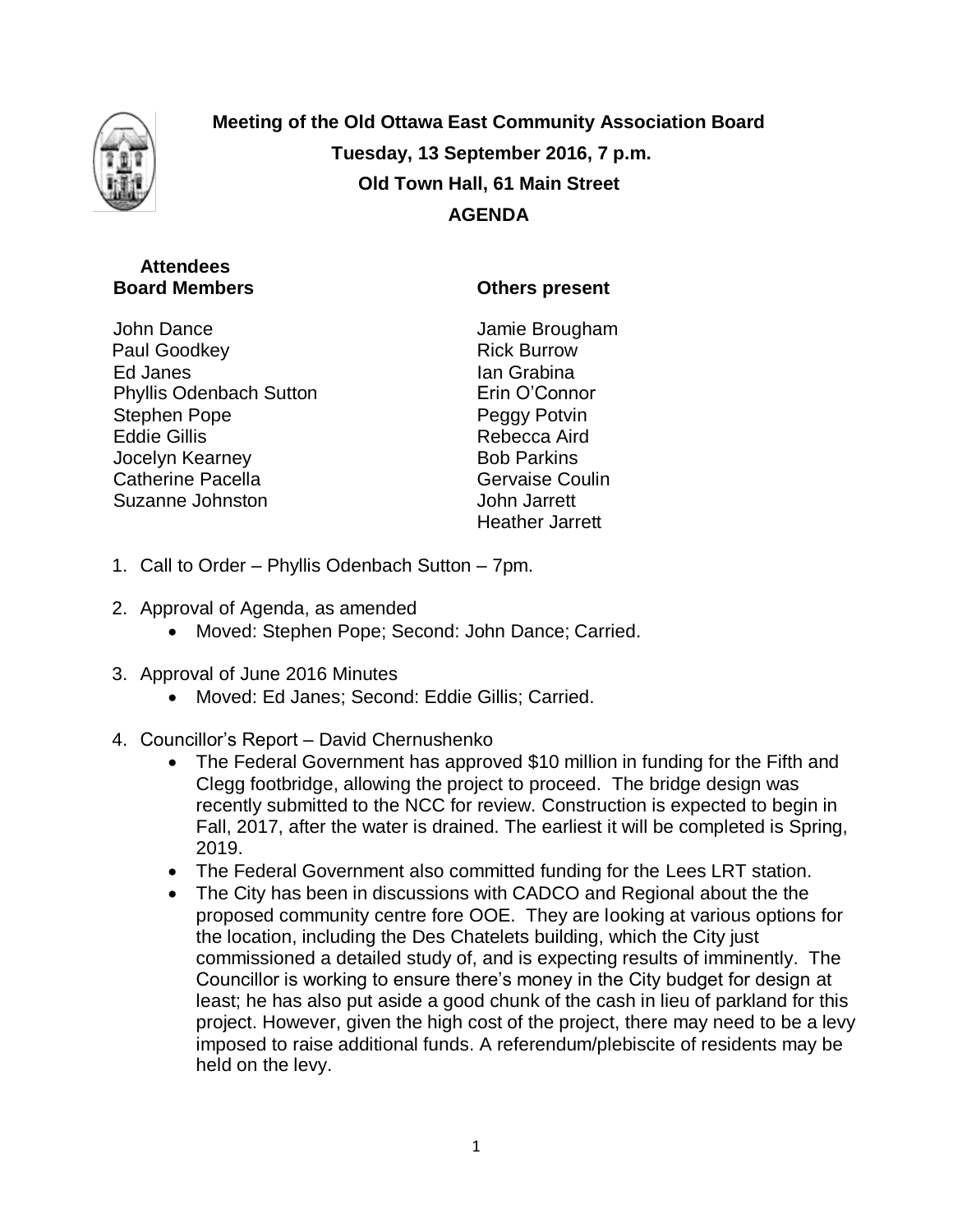**Meeting of the Old Ottawa East Community Association Board**

**Tuesday, 13 September 2016, 7 p.m.**

**Old Town Hall, 61 Main Street**

**AGENDA**

**Attendees**

| **Board Members** | **Others present** |
|---|---|
| John Dance | Jamie Brougham |
| Paul Goodkey | Rick Burrow |
| Ed Janes | Ian Grabina |
| Phyllis Odenbach Sutton | Erin O'Connor |
| Stephen Pope | Peggy Potvin |
| Eddie Gillis | Rebecca Aird |
| Jocelyn Kearney | Bob Parkins |
| Catherine Pacella | Gervaise Coulin |
| Suzanne Johnston | John Jarrett |
| | Heather Jarrett |

1. Call to Order – Phyllis Odenbach Sutton – 7pm.

2. Approval of Agenda, as amended
   - Moved: Stephen Pope; Second: John Dance; Carried.

3. Approval of June 2016 Minutes
   - Moved: Ed Janes; Second: Eddie Gillis; Carried.

4. Councillor's Report – David Chernushenko
   - The Federal Government has approved \$10 million in funding for the Fifth and Clegg footbridge, allowing the project to proceed. The bridge design was recently submitted to the NCC for review. Construction is expected to begin in Fall, 2017, after the water is drained. The earliest it will be completed is Spring, 2019.
   - The Federal Government also committed funding for the Lees LRT station.
   - The City has been in discussions with CADCO and Regional about the the proposed community centre fore OOE. They are looking at various options for the location, including the Des Chatelets building, which the City just commissioned a detailed study of, and is expecting results of imminently. The Councillor is working to ensure there's money in the City budget for design at least; he has also put aside a good chunk of the cash in lieu of parkland for this project. However, given the high cost of the project, there may need to be a levy imposed to raise additional funds. A referendum/plebiscite of residents may be held on the levy.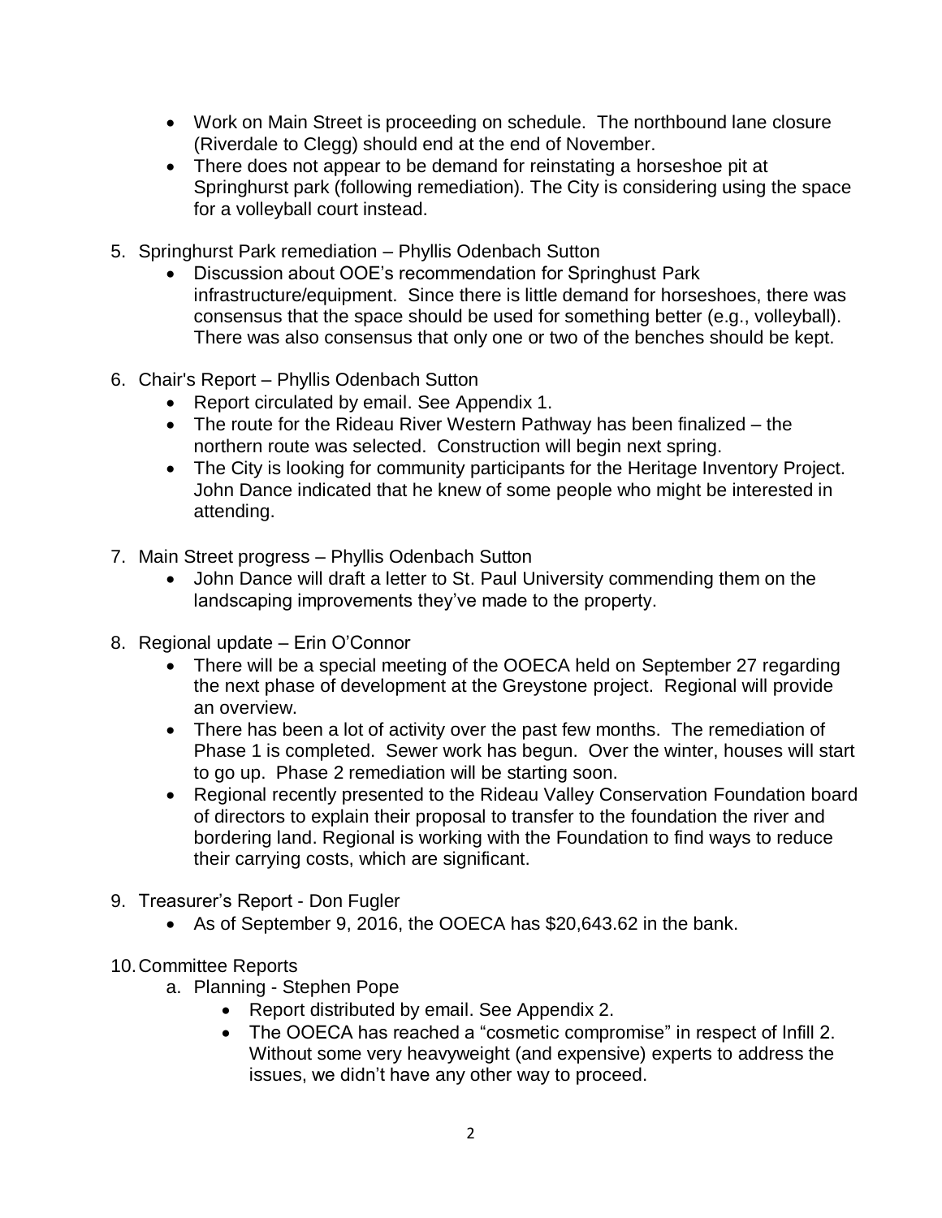- Work on Main Street is proceeding on schedule. The northbound lane closure (Riverdale to Clegg) should end at the end of November.
- There does not appear to be demand for reinstating a horseshoe pit at Springhurst park (following remediation). The City is considering using the space for a volleyball court instead.

5. Springhurst Park remediation – Phyllis Odenbach Sutton
    - Discussion about OOE's recommendation for Springhust Park infrastructure/equipment. Since there is little demand for horseshoes, there was consensus that the space should be used for something better (e.g., volleyball). There was also consensus that only one or two of the benches should be kept.

6. Chair's Report – Phyllis Odenbach Sutton
    - Report circulated by email. See Appendix 1.
    - The route for the Rideau River Western Pathway has been finalized – the northern route was selected. Construction will begin next spring.
    - The City is looking for community participants for the Heritage Inventory Project. John Dance indicated that he knew of some people who might be interested in attending.

7. Main Street progress – Phyllis Odenbach Sutton
    - John Dance will draft a letter to St. Paul University commending them on the landscaping improvements they've made to the property.

8. Regional update – Erin O'Connor
    - There will be a special meeting of the OOECA held on September 27 regarding the next phase of development at the Greystone project. Regional will provide an overview.
    - There has been a lot of activity over the past few months. The remediation of Phase 1 is completed. Sewer work has begun. Over the winter, houses will start to go up. Phase 2 remediation will be starting soon.
    - Regional recently presented to the Rideau Valley Conservation Foundation board of directors to explain their proposal to transfer to the foundation the river and bordering land. Regional is working with the Foundation to find ways to reduce their carrying costs, which are significant.

9. Treasurer's Report - Don Fugler
    - As of September 9, 2016, the OOECA has $20,643.62 in the bank.

10. Committee Reports
    a. Planning - Stephen Pope
        - Report distributed by email. See Appendix 2.
        - The OOECA has reached a "cosmetic compromise" in respect of Infill 2. Without some very heavyweight (and expensive) experts to address the issues, we didn't have any other way to proceed.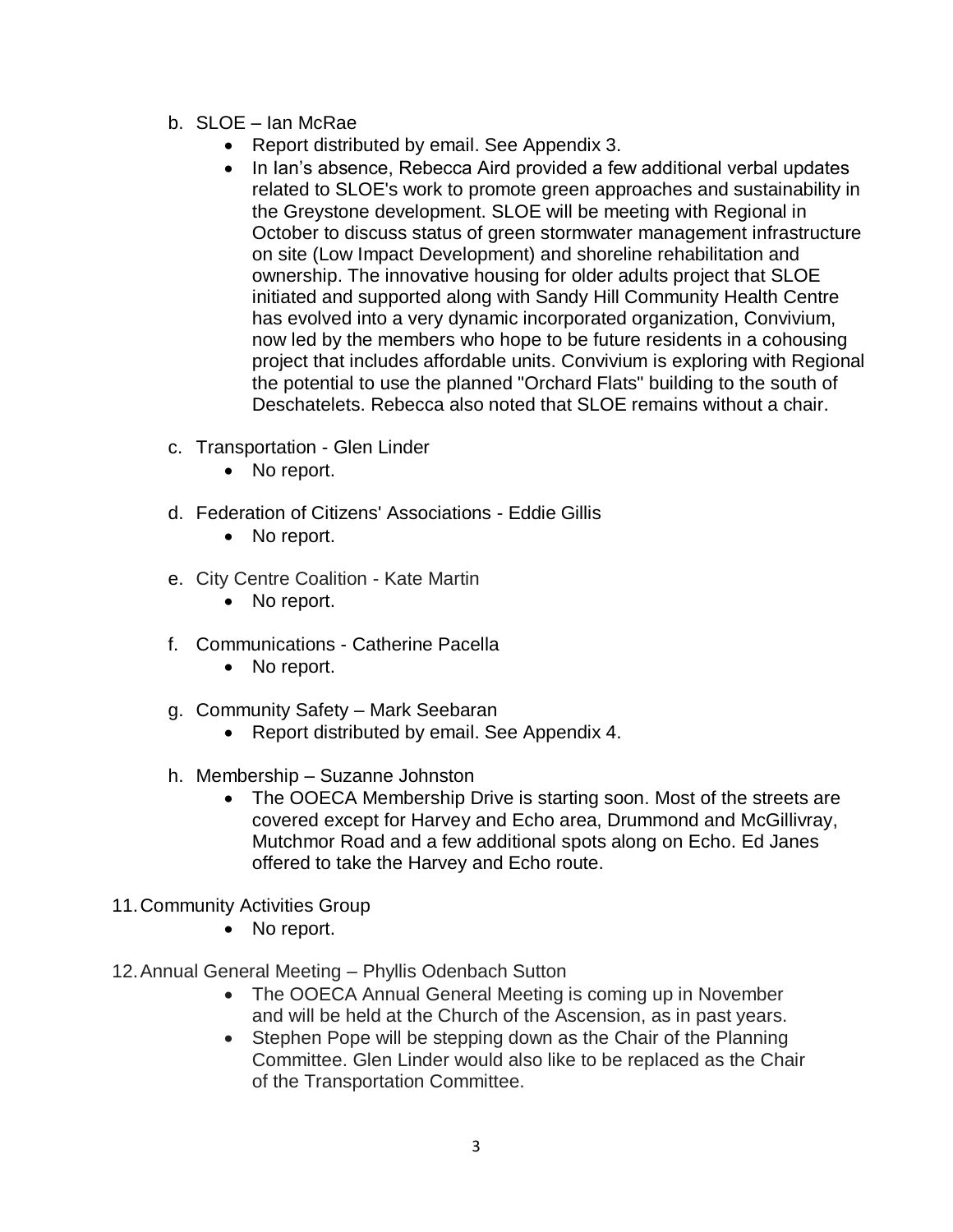b. SLOE – Ian McRae
    - Report distributed by email. See Appendix 3.
    - In Ian's absence, Rebecca Aird provided a few additional verbal updates related to SLOE's work to promote green approaches and sustainability in the Greystone development. SLOE will be meeting with Regional in October to discuss status of green stormwater management infrastructure on site (Low Impact Development) and shoreline rehabilitation and ownership. The innovative housing for older adults project that SLOE initiated and supported along with Sandy Hill Community Health Centre has evolved into a very dynamic incorporated organization, Convivium, now led by the members who hope to be future residents in a cohousing project that includes affordable units. Convivium is exploring with Regional the potential to use the planned "Orchard Flats" building to the south of Deschatelets. Rebecca also noted that SLOE remains without a chair.

c. Transportation - Glen Linder
    - No report.

d. Federation of Citizens' Associations - Eddie Gillis
    - No report.

e. City Centre Coalition - Kate Martin
    - No report.

f. Communications - Catherine Pacella
    - No report.

g. Community Safety – Mark Seebaran
    - Report distributed by email. See Appendix 4.

h. Membership – Suzanne Johnston
    - The OOECA Membership Drive is starting soon. Most of the streets are covered except for Harvey and Echo area, Drummond and McGillivray, Mutchmor Road and a few additional spots along on Echo. Ed Janes offered to take the Harvey and Echo route.

11. Community Activities Group
    - No report.

12. Annual General Meeting – Phyllis Odenbach Sutton
    - The OOECA Annual General Meeting is coming up in November and will be held at the Church of the Ascension, as in past years.
    - Stephen Pope will be stepping down as the Chair of the Planning Committee. Glen Linder would also like to be replaced as the Chair of the Transportation Committee.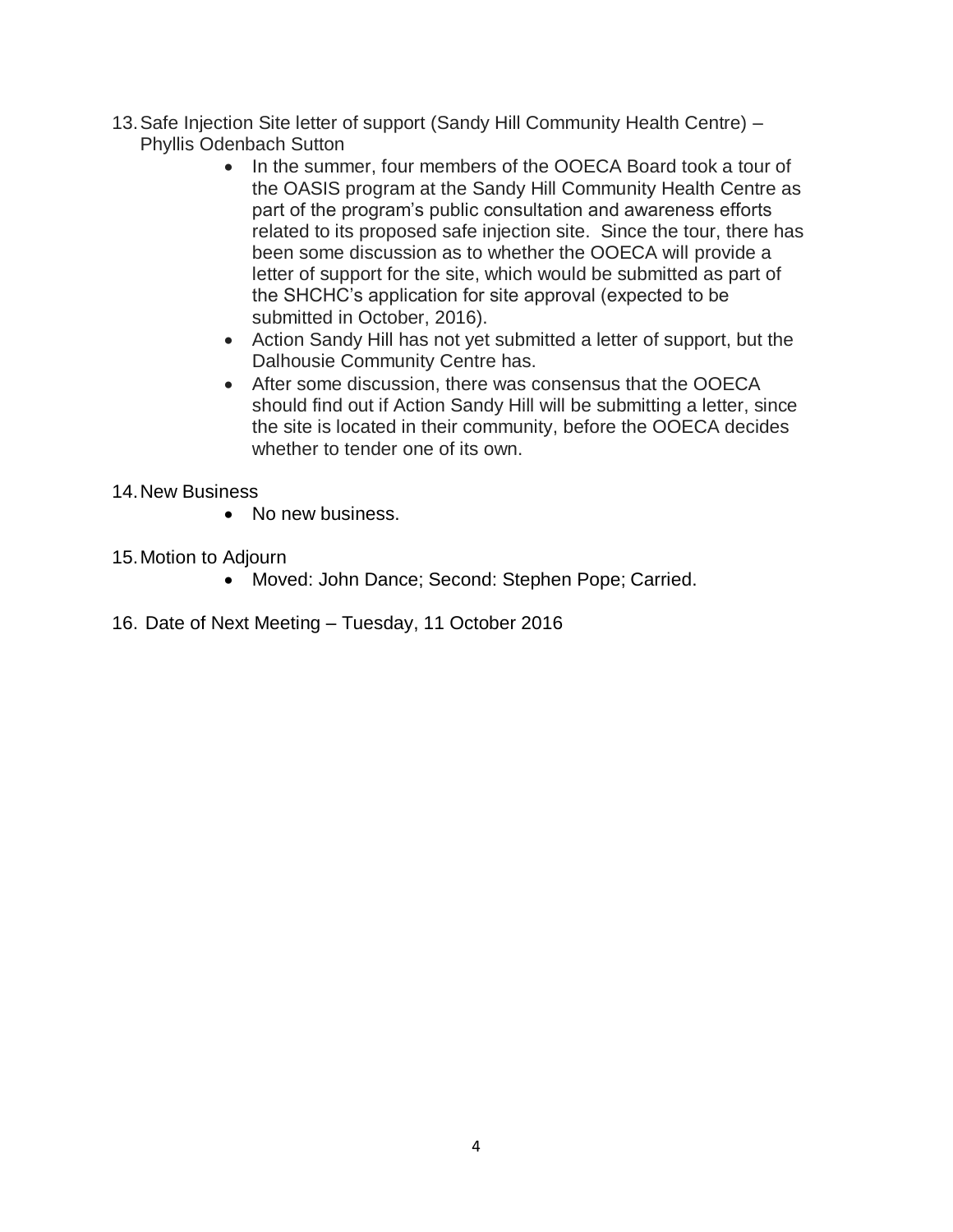13. Safe Injection Site letter of support (Sandy Hill Community Health Centre) – Phyllis Odenbach Sutton
    - In the summer, four members of the OOECA Board took a tour of the OASIS program at the Sandy Hill Community Health Centre as part of the program's public consultation and awareness efforts related to its proposed safe injection site. Since the tour, there has been some discussion as to whether the OOECA will provide a letter of support for the site, which would be submitted as part of the SHCHC's application for site approval (expected to be submitted in October, 2016).
    - Action Sandy Hill has not yet submitted a letter of support, but the Dalhousie Community Centre has.
    - After some discussion, there was consensus that the OOECA should find out if Action Sandy Hill will be submitting a letter, since the site is located in their community, before the OOECA decides whether to tender one of its own.

14. New Business
    - No new business.

15. Motion to Adjourn
    - Moved: John Dance; Second: Stephen Pope; Carried.

16. Date of Next Meeting – Tuesday, 11 October 2016